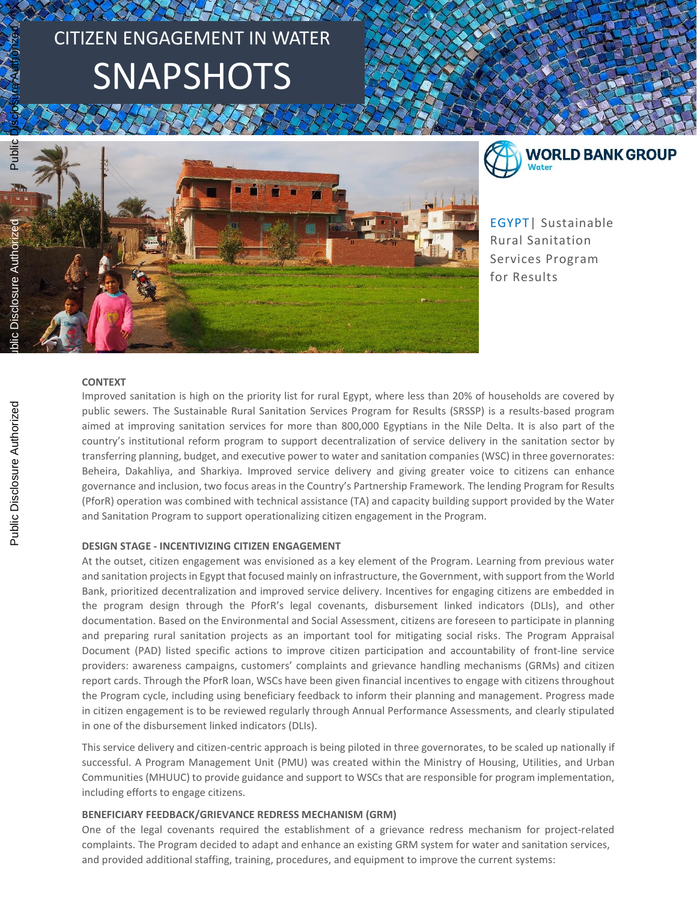# CITIZEN ENGAGEMENT IN WATER

# SNAPSHOTS

WORLD BANK GROUP
Water

EGYPT| Sustainable Rural Sanitation Services Program for Results

## CONTEXT

Improved sanitation is high on the priority list for rural Egypt, where less than 20% of households are covered by public sewers. The Sustainable Rural Sanitation Services Program for Results (SRSSP) is a results-based program aimed at improving sanitation services for more than 800,000 Egyptians in the Nile Delta. It is also part of the country's institutional reform program to support decentralization of service delivery in the sanitation sector by transferring planning, budget, and executive power to water and sanitation companies (WSC) in three governorates: Beheira, Dakahliya, and Sharkiya. Improved service delivery and giving greater voice to citizens can enhance governance and inclusion, two focus areas in the Country's Partnership Framework. The lending Program for Results (PforR) operation was combined with technical assistance (TA) and capacity building support provided by the Water and Sanitation Program to support operationalizing citizen engagement in the Program.

## DESIGN STAGE - INCENTIVIZING CITIZEN ENGAGEMENT

At the outset, citizen engagement was envisioned as a key element of the Program. Learning from previous water and sanitation projects in Egypt that focused mainly on infrastructure, the Government, with support from the World Bank, prioritized decentralization and improved service delivery. Incentives for engaging citizens are embedded in the program design through the PforR's legal covenants, disbursement linked indicators (DLIs), and other documentation. Based on the Environmental and Social Assessment, citizens are foreseen to participate in planning and preparing rural sanitation projects as an important tool for mitigating social risks. The Program Appraisal Document (PAD) listed specific actions to improve citizen participation and accountability of front-line service providers: awareness campaigns, customers' complaints and grievance handling mechanisms (GRMs) and citizen report cards. Through the PforR loan, WSCs have been given financial incentives to engage with citizens throughout the Program cycle, including using beneficiary feedback to inform their planning and management. Progress made in citizen engagement is to be reviewed regularly through Annual Performance Assessments, and clearly stipulated in one of the disbursement linked indicators (DLIs).

This service delivery and citizen-centric approach is being piloted in three governorates, to be scaled up nationally if successful. A Program Management Unit (PMU) was created within the Ministry of Housing, Utilities, and Urban Communities (MHUUC) to provide guidance and support to WSCs that are responsible for program implementation, including efforts to engage citizens.

## BENEFICIARY FEEDBACK/GRIEVANCE REDRESS MECHANISM (GRM)

One of the legal covenants required the establishment of a grievance redress mechanism for project-related complaints. The Program decided to adapt and enhance an existing GRM system for water and sanitation services, and provided additional staffing, training, procedures, and equipment to improve the current systems: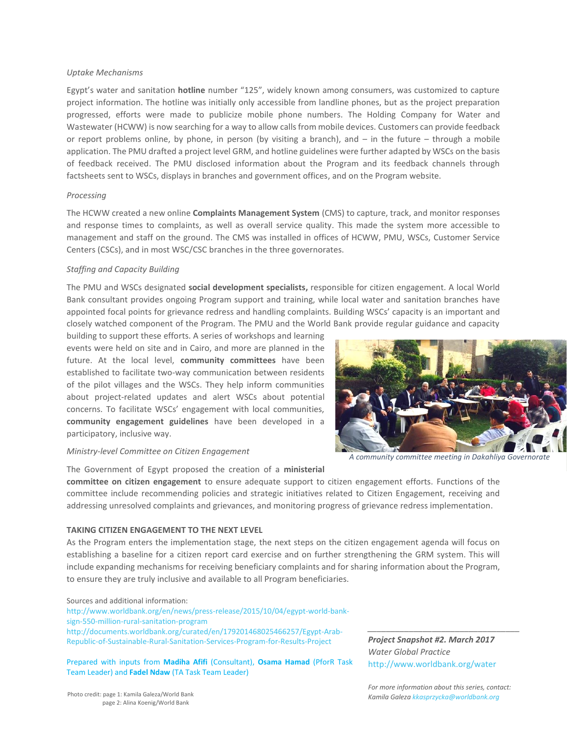*Uptake Mechanisms*

Egypt's water and sanitation **hotline** number "125", widely known among consumers, was customized to capture project information. The hotline was initially only accessible from landline phones, but as the project preparation progressed, efforts were made to publicize mobile phone numbers. The Holding Company for Water and Wastewater (HCWW) is now searching for a way to allow calls from mobile devices. Customers can provide feedback or report problems online, by phone, in person (by visiting a branch), and – in the future – through a mobile application. The PMU drafted a project level GRM, and hotline guidelines were further adapted by WSCs on the basis of feedback received. The PMU disclosed information about the Program and its feedback channels through factsheets sent to WSCs, displays in branches and government offices, and on the Program website.

*Processing*

The HCWW created a new online **Complaints Management System** (CMS) to capture, track, and monitor responses and response times to complaints, as well as overall service quality. This made the system more accessible to management and staff on the ground. The CMS was installed in offices of HCWW, PMU, WSCs, Customer Service Centers (CSCs), and in most WSC/CSC branches in the three governorates.

*Staffing and Capacity Building*

The PMU and WSCs designated **social development specialists,** responsible for citizen engagement. A local World Bank consultant provides ongoing Program support and training, while local water and sanitation branches have appointed focal points for grievance redress and handling complaints. Building WSCs' capacity is an important and closely watched component of the Program. The PMU and the World Bank provide regular guidance and capacity building to support these efforts. A series of workshops and learning events were held on site and in Cairo, and more are planned in the future. At the local level, **community committees** have been established to facilitate two-way communication between residents of the pilot villages and the WSCs. They help inform communities about project-related updates and alert WSCs about potential concerns. To facilitate WSCs' engagement with local communities, **community engagement guidelines** have been developed in a participatory, inclusive way.

*A community committee meeting in Dakahliya Governorate*

*Ministry-level Committee on Citizen Engagement*

The Government of Egypt proposed the creation of a **ministerial committee on citizen engagement** to ensure adequate support to citizen engagement efforts. Functions of the committee include recommending policies and strategic initiatives related to Citizen Engagement, receiving and addressing unresolved complaints and grievances, and monitoring progress of grievance redress implementation.

## TAKING CITIZEN ENGAGEMENT TO THE NEXT LEVEL

As the Program enters the implementation stage, the next steps on the citizen engagement agenda will focus on establishing a baseline for a citizen report card exercise and on further strengthening the GRM system. This will include expanding mechanisms for receiving beneficiary complaints and for sharing information about the Program, to ensure they are truly inclusive and available to all Program beneficiaries.

Sources and additional information:
http://www.worldbank.org/en/news/press-release/2015/10/04/egypt-world-bank-sign-550-million-rural-sanitation-program
http://documents.worldbank.org/curated/en/179201468025466257/Egypt-Arab-Republic-of-Sustainable-Rural-Sanitation-Services-Program-for-Results-Project

Prepared with inputs from **Madiha Afifi** (Consultant), **Osama Hamad** (PforR Task Team Leader) and **Fadel Ndaw** (TA Task Team Leader)

Photo credit: page 1: Kamila Galeza/World Bank
page 2: Alina Koenig/World Bank

***Project Snapshot #2. March 2017***
*Water Global Practice*
http://www.worldbank.org/water

*For more information about this series, contact: Kamila Galeza* *kkasprzycka@worldbank.org*